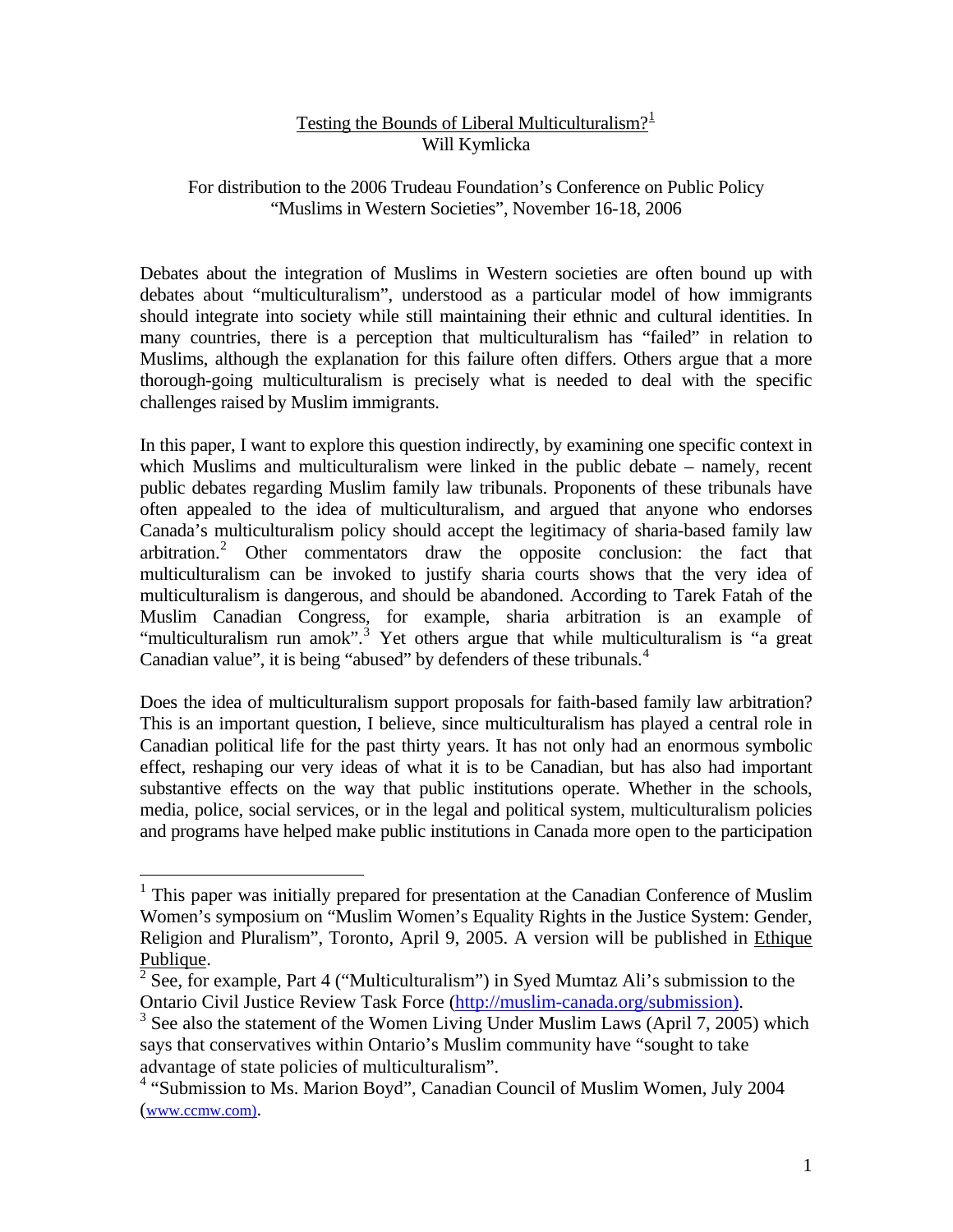# Testing the Bounds of Liberal Multiculturalism?[1]

Will Kymlicka

For distribution to the 2006 Trudeau Foundation's Conference on Public Policy "Muslims in Western Societies", November 16-18, 2006

Debates about the integration of Muslims in Western societies are often bound up with debates about "multiculturalism", understood as a particular model of how immigrants should integrate into society while still maintaining their ethnic and cultural identities. In many countries, there is a perception that multiculturalism has "failed" in relation to Muslims, although the explanation for this failure often differs. Others argue that a more thorough-going multiculturalism is precisely what is needed to deal with the specific challenges raised by Muslim immigrants.

In this paper, I want to explore this question indirectly, by examining one specific context in which Muslims and multiculturalism were linked in the public debate – namely, recent public debates regarding Muslim family law tribunals. Proponents of these tribunals have often appealed to the idea of multiculturalism, and argued that anyone who endorses Canada's multiculturalism policy should accept the legitimacy of sharia-based family law arbitration.[2] Other commentators draw the opposite conclusion: the fact that multiculturalism can be invoked to justify sharia courts shows that the very idea of multiculturalism is dangerous, and should be abandoned. According to Tarek Fatah of the Muslim Canadian Congress, for example, sharia arbitration is an example of "multiculturalism run amok".[3] Yet others argue that while multiculturalism is "a great Canadian value", it is being "abused" by defenders of these tribunals.[4]

Does the idea of multiculturalism support proposals for faith-based family law arbitration? This is an important question, I believe, since multiculturalism has played a central role in Canadian political life for the past thirty years. It has not only had an enormous symbolic effect, reshaping our very ideas of what it is to be Canadian, but has also had important substantive effects on the way that public institutions operate. Whether in the schools, media, police, social services, or in the legal and political system, multiculturalism policies and programs have helped make public institutions in Canada more open to the participation

---

[1] This paper was initially prepared for presentation at the Canadian Conference of Muslim Women's symposium on "Muslim Women's Equality Rights in the Justice System: Gender, Religion and Pluralism", Toronto, April 9, 2005. A version will be published in Ethique Publique.

[2] See, for example, Part 4 ("Multiculturalism") in Syed Mumtaz Ali's submission to the Ontario Civil Justice Review Task Force (http://muslim-canada.org/submission).

[3] See also the statement of the Women Living Under Muslim Laws (April 7, 2005) which says that conservatives within Ontario's Muslim community have "sought to take advantage of state policies of multiculturalism".

[4] "Submission to Ms. Marion Boyd", Canadian Council of Muslim Women, July 2004 (www.ccmw.com).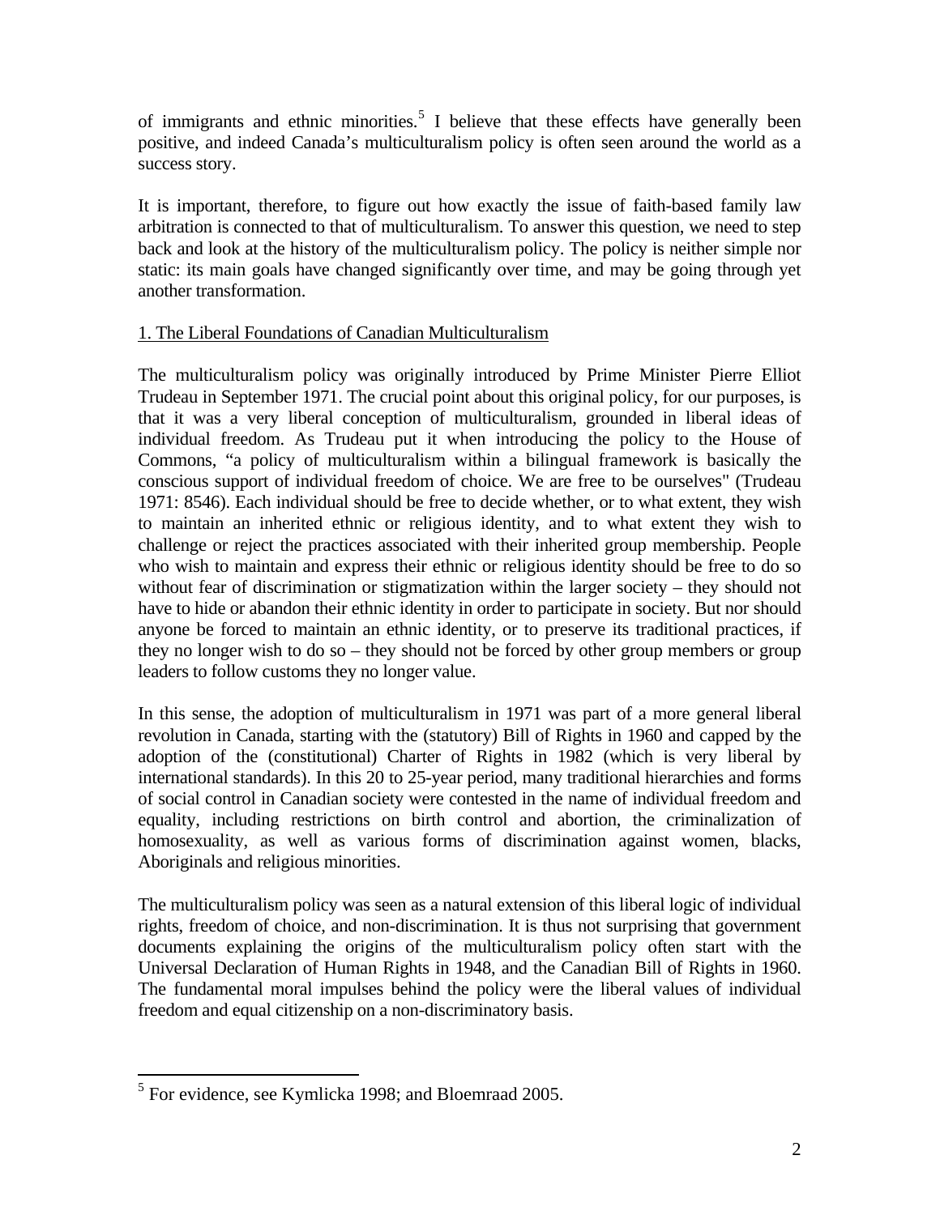of immigrants and ethnic minorities.[5] I believe that these effects have generally been positive, and indeed Canada's multiculturalism policy is often seen around the world as a success story.

It is important, therefore, to figure out how exactly the issue of faith-based family law arbitration is connected to that of multiculturalism. To answer this question, we need to step back and look at the history of the multiculturalism policy. The policy is neither simple nor static: its main goals have changed significantly over time, and may be going through yet another transformation.

## 1. The Liberal Foundations of Canadian Multiculturalism

The multiculturalism policy was originally introduced by Prime Minister Pierre Elliot Trudeau in September 1971. The crucial point about this original policy, for our purposes, is that it was a very liberal conception of multiculturalism, grounded in liberal ideas of individual freedom. As Trudeau put it when introducing the policy to the House of Commons, "a policy of multiculturalism within a bilingual framework is basically the conscious support of individual freedom of choice. We are free to be ourselves" (Trudeau 1971: 8546). Each individual should be free to decide whether, or to what extent, they wish to maintain an inherited ethnic or religious identity, and to what extent they wish to challenge or reject the practices associated with their inherited group membership. People who wish to maintain and express their ethnic or religious identity should be free to do so without fear of discrimination or stigmatization within the larger society – they should not have to hide or abandon their ethnic identity in order to participate in society. But nor should anyone be forced to maintain an ethnic identity, or to preserve its traditional practices, if they no longer wish to do so – they should not be forced by other group members or group leaders to follow customs they no longer value.

In this sense, the adoption of multiculturalism in 1971 was part of a more general liberal revolution in Canada, starting with the (statutory) Bill of Rights in 1960 and capped by the adoption of the (constitutional) Charter of Rights in 1982 (which is very liberal by international standards). In this 20 to 25-year period, many traditional hierarchies and forms of social control in Canadian society were contested in the name of individual freedom and equality, including restrictions on birth control and abortion, the criminalization of homosexuality, as well as various forms of discrimination against women, blacks, Aboriginals and religious minorities.

The multiculturalism policy was seen as a natural extension of this liberal logic of individual rights, freedom of choice, and non-discrimination. It is thus not surprising that government documents explaining the origins of the multiculturalism policy often start with the Universal Declaration of Human Rights in 1948, and the Canadian Bill of Rights in 1960. The fundamental moral impulses behind the policy were the liberal values of individual freedom and equal citizenship on a non-discriminatory basis.

---

[5] For evidence, see Kymlicka 1998; and Bloemraad 2005.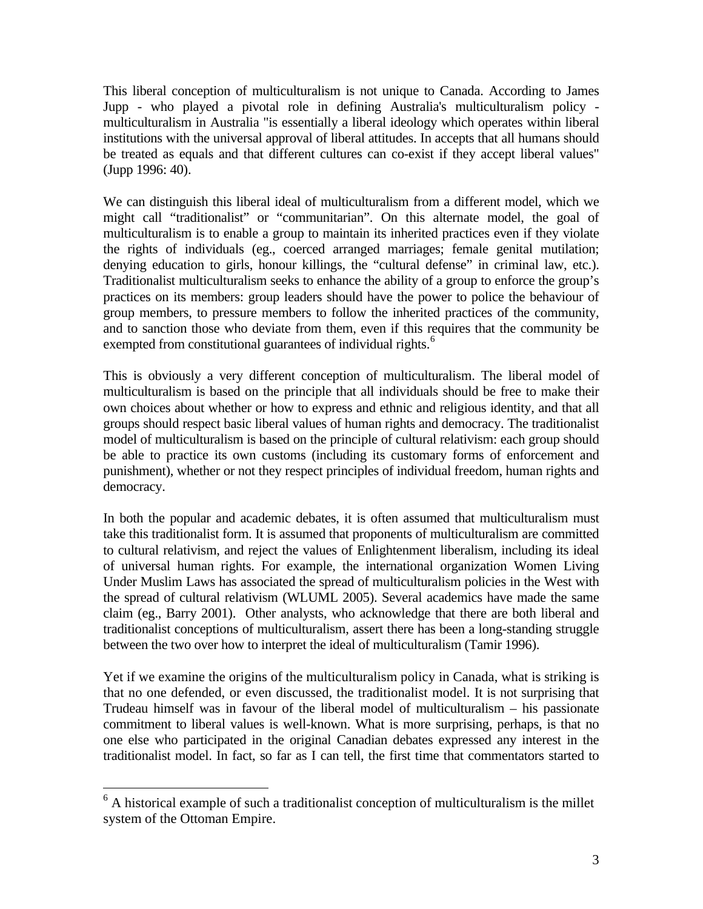This liberal conception of multiculturalism is not unique to Canada. According to James Jupp - who played a pivotal role in defining Australia's multiculturalism policy - multiculturalism in Australia "is essentially a liberal ideology which operates within liberal institutions with the universal approval of liberal attitudes. In accepts that all humans should be treated as equals and that different cultures can co-exist if they accept liberal values" (Jupp 1996: 40).

We can distinguish this liberal ideal of multiculturalism from a different model, which we might call "traditionalist" or "communitarian". On this alternate model, the goal of multiculturalism is to enable a group to maintain its inherited practices even if they violate the rights of individuals (eg., coerced arranged marriages; female genital mutilation; denying education to girls, honour killings, the "cultural defense" in criminal law, etc.). Traditionalist multiculturalism seeks to enhance the ability of a group to enforce the group's practices on its members: group leaders should have the power to police the behaviour of group members, to pressure members to follow the inherited practices of the community, and to sanction those who deviate from them, even if this requires that the community be exempted from constitutional guarantees of individual rights.[6]

This is obviously a very different conception of multiculturalism. The liberal model of multiculturalism is based on the principle that all individuals should be free to make their own choices about whether or how to express and ethnic and religious identity, and that all groups should respect basic liberal values of human rights and democracy. The traditionalist model of multiculturalism is based on the principle of cultural relativism: each group should be able to practice its own customs (including its customary forms of enforcement and punishment), whether or not they respect principles of individual freedom, human rights and democracy.

In both the popular and academic debates, it is often assumed that multiculturalism must take this traditionalist form. It is assumed that proponents of multiculturalism are committed to cultural relativism, and reject the values of Enlightenment liberalism, including its ideal of universal human rights. For example, the international organization Women Living Under Muslim Laws has associated the spread of multiculturalism policies in the West with the spread of cultural relativism (WLUML 2005). Several academics have made the same claim (eg., Barry 2001). Other analysts, who acknowledge that there are both liberal and traditionalist conceptions of multiculturalism, assert there has been a long-standing struggle between the two over how to interpret the ideal of multiculturalism (Tamir 1996).

Yet if we examine the origins of the multiculturalism policy in Canada, what is striking is that no one defended, or even discussed, the traditionalist model. It is not surprising that Trudeau himself was in favour of the liberal model of multiculturalism – his passionate commitment to liberal values is well-known. What is more surprising, perhaps, is that no one else who participated in the original Canadian debates expressed any interest in the traditionalist model. In fact, so far as I can tell, the first time that commentators started to

---

[6] A historical example of such a traditionalist conception of multiculturalism is the millet system of the Ottoman Empire.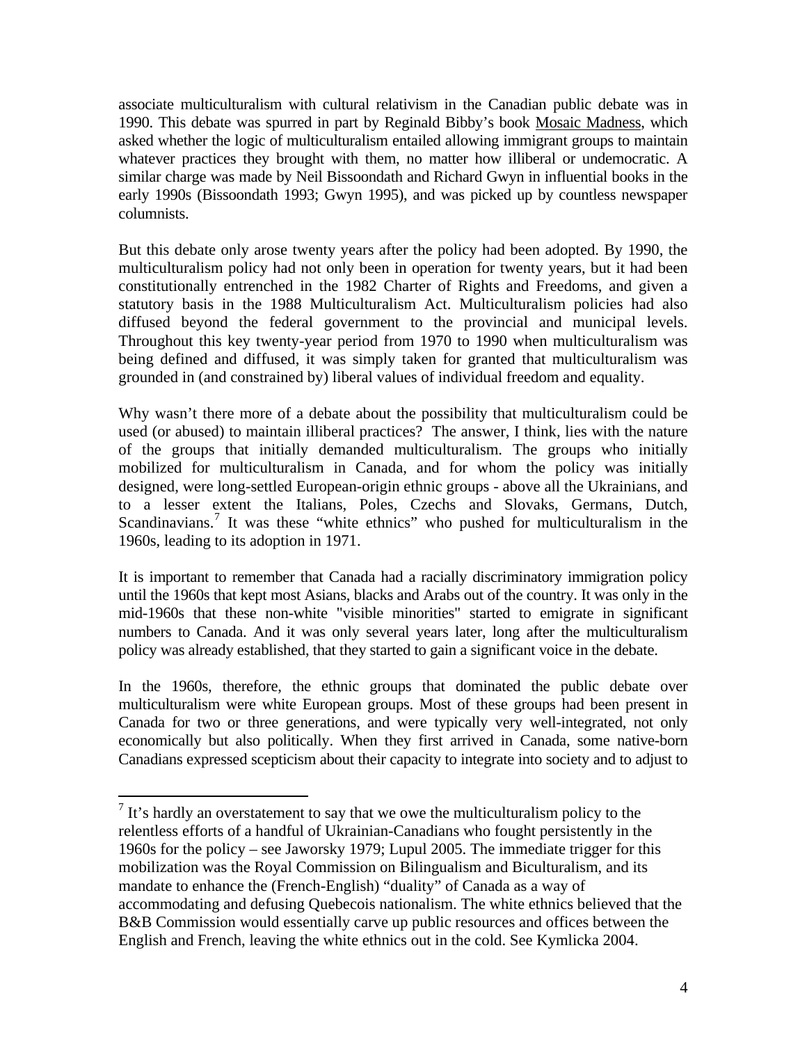associate multiculturalism with cultural relativism in the Canadian public debate was in 1990. This debate was spurred in part by Reginald Bibby's book Mosaic Madness, which asked whether the logic of multiculturalism entailed allowing immigrant groups to maintain whatever practices they brought with them, no matter how illiberal or undemocratic. A similar charge was made by Neil Bissoondath and Richard Gwyn in influential books in the early 1990s (Bissoondath 1993; Gwyn 1995), and was picked up by countless newspaper columnists.

But this debate only arose twenty years after the policy had been adopted. By 1990, the multiculturalism policy had not only been in operation for twenty years, but it had been constitutionally entrenched in the 1982 Charter of Rights and Freedoms, and given a statutory basis in the 1988 Multiculturalism Act. Multiculturalism policies had also diffused beyond the federal government to the provincial and municipal levels. Throughout this key twenty-year period from 1970 to 1990 when multiculturalism was being defined and diffused, it was simply taken for granted that multiculturalism was grounded in (and constrained by) liberal values of individual freedom and equality.

Why wasn't there more of a debate about the possibility that multiculturalism could be used (or abused) to maintain illiberal practices? The answer, I think, lies with the nature of the groups that initially demanded multiculturalism. The groups who initially mobilized for multiculturalism in Canada, and for whom the policy was initially designed, were long-settled European-origin ethnic groups - above all the Ukrainians, and to a lesser extent the Italians, Poles, Czechs and Slovaks, Germans, Dutch, Scandinavians.[7] It was these "white ethnics" who pushed for multiculturalism in the 1960s, leading to its adoption in 1971.

It is important to remember that Canada had a racially discriminatory immigration policy until the 1960s that kept most Asians, blacks and Arabs out of the country. It was only in the mid-1960s that these non-white "visible minorities" started to emigrate in significant numbers to Canada. And it was only several years later, long after the multiculturalism policy was already established, that they started to gain a significant voice in the debate.

In the 1960s, therefore, the ethnic groups that dominated the public debate over multiculturalism were white European groups. Most of these groups had been present in Canada for two or three generations, and were typically very well-integrated, not only economically but also politically. When they first arrived in Canada, some native-born Canadians expressed scepticism about their capacity to integrate into society and to adjust to

---

[7] It's hardly an overstatement to say that we owe the multiculturalism policy to the relentless efforts of a handful of Ukrainian-Canadians who fought persistently in the 1960s for the policy – see Jaworsky 1979; Lupul 2005. The immediate trigger for this mobilization was the Royal Commission on Bilingualism and Biculturalism, and its mandate to enhance the (French-English) "duality" of Canada as a way of accommodating and defusing Quebecois nationalism. The white ethnics believed that the B&B Commission would essentially carve up public resources and offices between the English and French, leaving the white ethnics out in the cold. See Kymlicka 2004.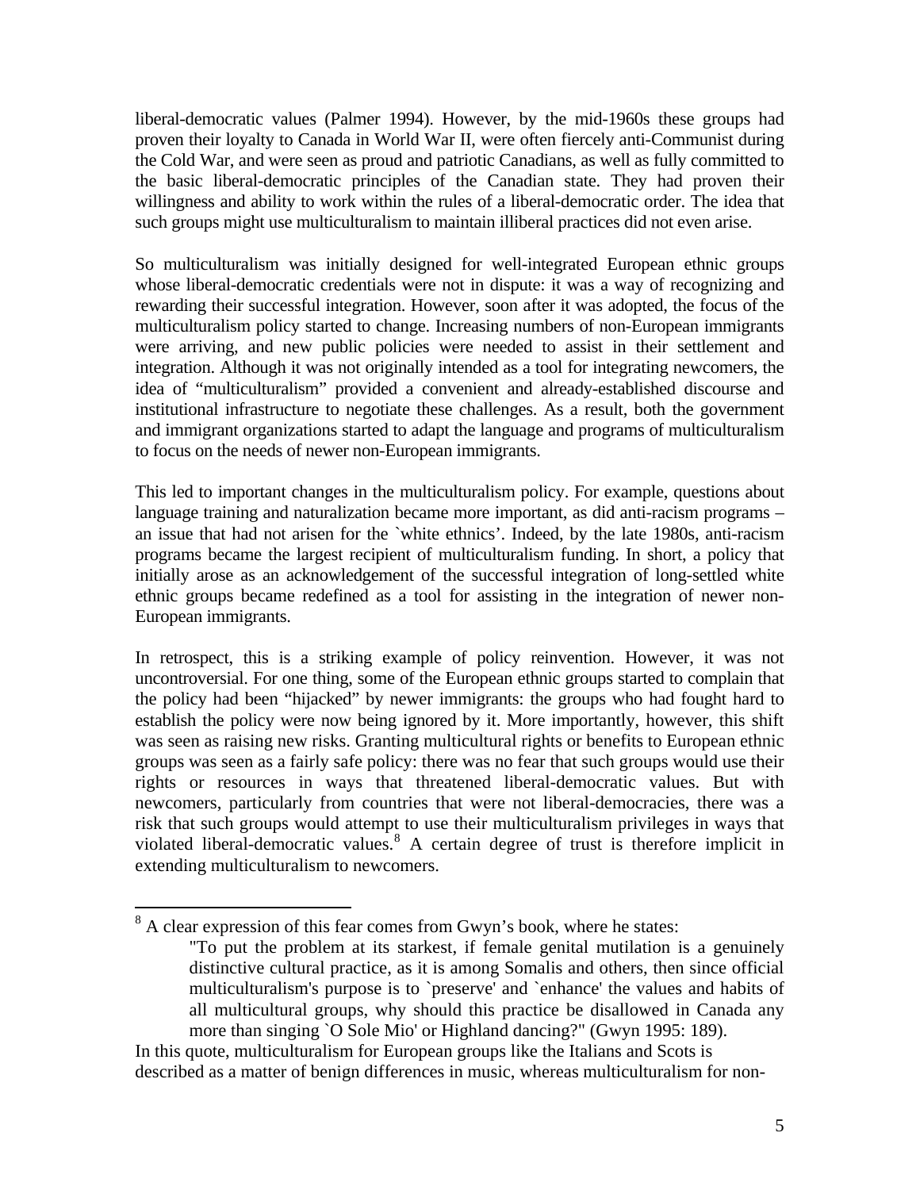liberal-democratic values (Palmer 1994). However, by the mid-1960s these groups had proven their loyalty to Canada in World War II, were often fiercely anti-Communist during the Cold War, and were seen as proud and patriotic Canadians, as well as fully committed to the basic liberal-democratic principles of the Canadian state. They had proven their willingness and ability to work within the rules of a liberal-democratic order. The idea that such groups might use multiculturalism to maintain illiberal practices did not even arise.

So multiculturalism was initially designed for well-integrated European ethnic groups whose liberal-democratic credentials were not in dispute: it was a way of recognizing and rewarding their successful integration. However, soon after it was adopted, the focus of the multiculturalism policy started to change. Increasing numbers of non-European immigrants were arriving, and new public policies were needed to assist in their settlement and integration. Although it was not originally intended as a tool for integrating newcomers, the idea of "multiculturalism" provided a convenient and already-established discourse and institutional infrastructure to negotiate these challenges. As a result, both the government and immigrant organizations started to adapt the language and programs of multiculturalism to focus on the needs of newer non-European immigrants.

This led to important changes in the multiculturalism policy. For example, questions about language training and naturalization became more important, as did anti-racism programs – an issue that had not arisen for the `white ethnics'. Indeed, by the late 1980s, anti-racism programs became the largest recipient of multiculturalism funding. In short, a policy that initially arose as an acknowledgement of the successful integration of long-settled white ethnic groups became redefined as a tool for assisting in the integration of newer non-European immigrants.

In retrospect, this is a striking example of policy reinvention. However, it was not uncontroversial. For one thing, some of the European ethnic groups started to complain that the policy had been "hijacked" by newer immigrants: the groups who had fought hard to establish the policy were now being ignored by it. More importantly, however, this shift was seen as raising new risks. Granting multicultural rights or benefits to European ethnic groups was seen as a fairly safe policy: there was no fear that such groups would use their rights or resources in ways that threatened liberal-democratic values. But with newcomers, particularly from countries that were not liberal-democracies, there was a risk that such groups would attempt to use their multiculturalism privileges in ways that violated liberal-democratic values.[8] A certain degree of trust is therefore implicit in extending multiculturalism to newcomers.

---

[8] A clear expression of this fear comes from Gwyn's book, where he states:

> "To put the problem at its starkest, if female genital mutilation is a genuinely distinctive cultural practice, as it is among Somalis and others, then since official multiculturalism's purpose is to `preserve' and `enhance' the values and habits of all multicultural groups, why should this practice be disallowed in Canada any more than singing `O Sole Mio' or Highland dancing?" (Gwyn 1995: 189).

In this quote, multiculturalism for European groups like the Italians and Scots is described as a matter of benign differences in music, whereas multiculturalism for non-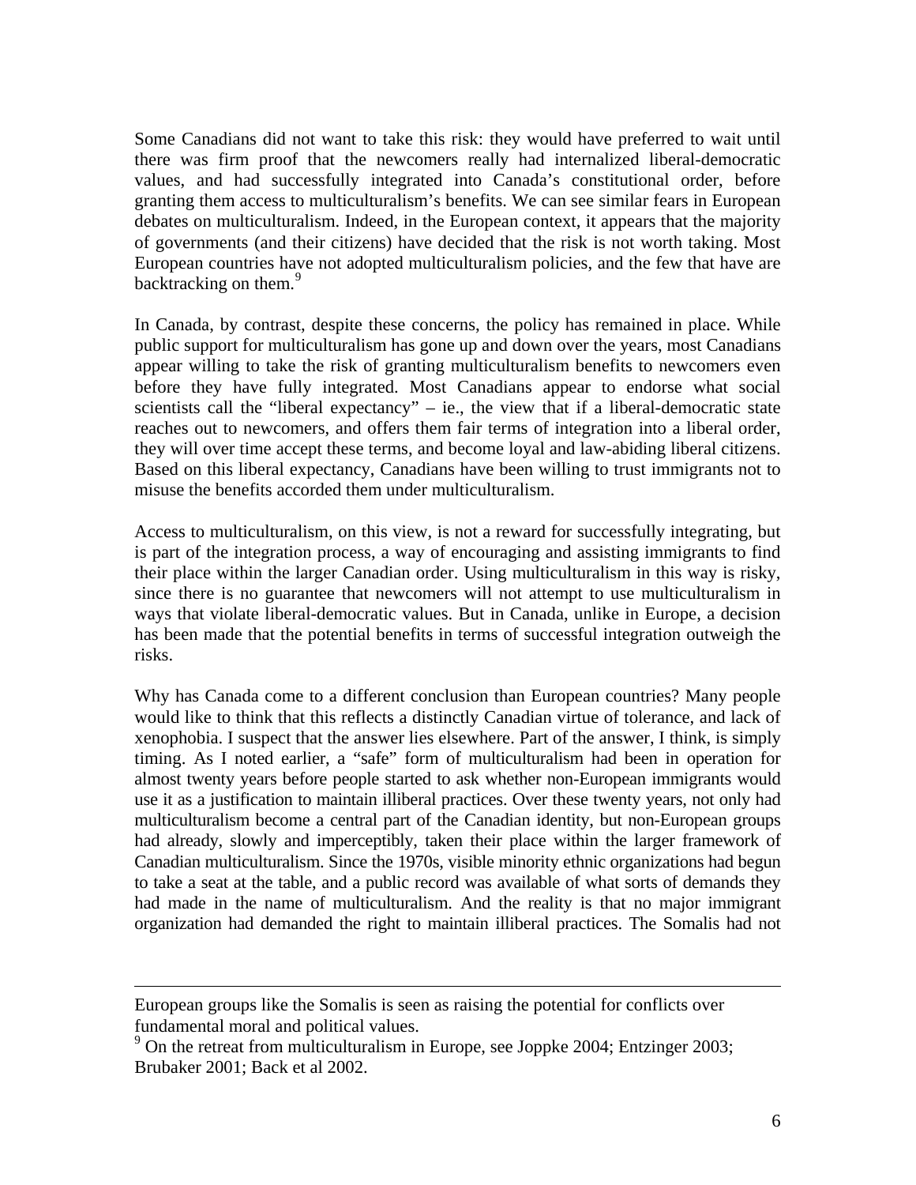Some Canadians did not want to take this risk: they would have preferred to wait until there was firm proof that the newcomers really had internalized liberal-democratic values, and had successfully integrated into Canada's constitutional order, before granting them access to multiculturalism's benefits. We can see similar fears in European debates on multiculturalism. Indeed, in the European context, it appears that the majority of governments (and their citizens) have decided that the risk is not worth taking. Most European countries have not adopted multiculturalism policies, and the few that have are backtracking on them.[9]

In Canada, by contrast, despite these concerns, the policy has remained in place. While public support for multiculturalism has gone up and down over the years, most Canadians appear willing to take the risk of granting multiculturalism benefits to newcomers even before they have fully integrated. Most Canadians appear to endorse what social scientists call the "liberal expectancy" – ie., the view that if a liberal-democratic state reaches out to newcomers, and offers them fair terms of integration into a liberal order, they will over time accept these terms, and become loyal and law-abiding liberal citizens. Based on this liberal expectancy, Canadians have been willing to trust immigrants not to misuse the benefits accorded them under multiculturalism.

Access to multiculturalism, on this view, is not a reward for successfully integrating, but is part of the integration process, a way of encouraging and assisting immigrants to find their place within the larger Canadian order. Using multiculturalism in this way is risky, since there is no guarantee that newcomers will not attempt to use multiculturalism in ways that violate liberal-democratic values. But in Canada, unlike in Europe, a decision has been made that the potential benefits in terms of successful integration outweigh the risks.

Why has Canada come to a different conclusion than European countries? Many people would like to think that this reflects a distinctly Canadian virtue of tolerance, and lack of xenophobia. I suspect that the answer lies elsewhere. Part of the answer, I think, is simply timing. As I noted earlier, a "safe" form of multiculturalism had been in operation for almost twenty years before people started to ask whether non-European immigrants would use it as a justification to maintain illiberal practices. Over these twenty years, not only had multiculturalism become a central part of the Canadian identity, but non-European groups had already, slowly and imperceptibly, taken their place within the larger framework of Canadian multiculturalism. Since the 1970s, visible minority ethnic organizations had begun to take a seat at the table, and a public record was available of what sorts of demands they had made in the name of multiculturalism. And the reality is that no major immigrant organization had demanded the right to maintain illiberal practices. The Somalis had not

---

European groups like the Somalis is seen as raising the potential for conflicts over fundamental moral and political values.

[9] On the retreat from multiculturalism in Europe, see Joppke 2004; Entzinger 2003; Brubaker 2001; Back et al 2002.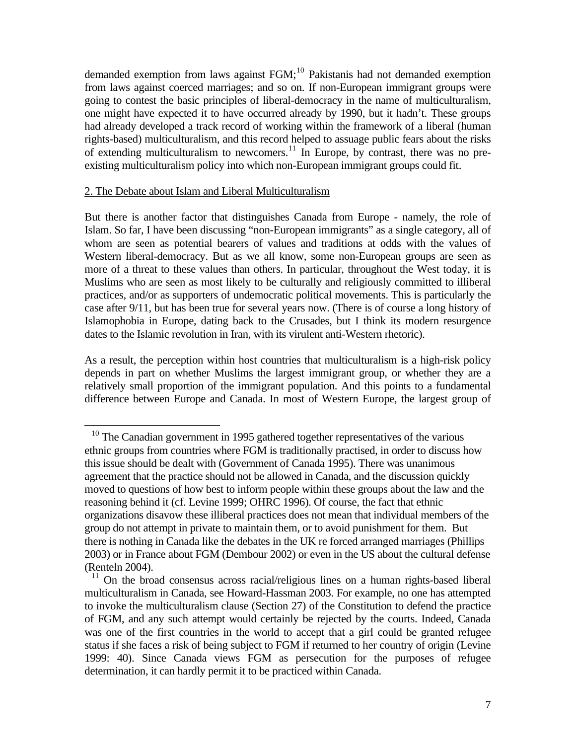demanded exemption from laws against FGM;[10] Pakistanis had not demanded exemption from laws against coerced marriages; and so on. If non-European immigrant groups were going to contest the basic principles of liberal-democracy in the name of multiculturalism, one might have expected it to have occurred already by 1990, but it hadn't. These groups had already developed a track record of working within the framework of a liberal (human rights-based) multiculturalism, and this record helped to assuage public fears about the risks of extending multiculturalism to newcomers.[11] In Europe, by contrast, there was no pre-existing multiculturalism policy into which non-European immigrant groups could fit.

## 2. The Debate about Islam and Liberal Multiculturalism

But there is another factor that distinguishes Canada from Europe - namely, the role of Islam. So far, I have been discussing "non-European immigrants" as a single category, all of whom are seen as potential bearers of values and traditions at odds with the values of Western liberal-democracy. But as we all know, some non-European groups are seen as more of a threat to these values than others. In particular, throughout the West today, it is Muslims who are seen as most likely to be culturally and religiously committed to illiberal practices, and/or as supporters of undemocratic political movements. This is particularly the case after 9/11, but has been true for several years now. (There is of course a long history of Islamophobia in Europe, dating back to the Crusades, but I think its modern resurgence dates to the Islamic revolution in Iran, with its virulent anti-Western rhetoric).

As a result, the perception within host countries that multiculturalism is a high-risk policy depends in part on whether Muslims the largest immigrant group, or whether they are a relatively small proportion of the immigrant population. And this points to a fundamental difference between Europe and Canada. In most of Western Europe, the largest group of

---

[10] The Canadian government in 1995 gathered together representatives of the various ethnic groups from countries where FGM is traditionally practised, in order to discuss how this issue should be dealt with (Government of Canada 1995). There was unanimous agreement that the practice should not be allowed in Canada, and the discussion quickly moved to questions of how best to inform people within these groups about the law and the reasoning behind it (cf. Levine 1999; OHRC 1996). Of course, the fact that ethnic organizations disavow these illiberal practices does not mean that individual members of the group do not attempt in private to maintain them, or to avoid punishment for them. But there is nothing in Canada like the debates in the UK re forced arranged marriages (Phillips 2003) or in France about FGM (Dembour 2002) or even in the US about the cultural defense (Renteln 2004).

[11] On the broad consensus across racial/religious lines on a human rights-based liberal multiculturalism in Canada, see Howard-Hassman 2003. For example, no one has attempted to invoke the multiculturalism clause (Section 27) of the Constitution to defend the practice of FGM, and any such attempt would certainly be rejected by the courts. Indeed, Canada was one of the first countries in the world to accept that a girl could be granted refugee status if she faces a risk of being subject to FGM if returned to her country of origin (Levine 1999: 40). Since Canada views FGM as persecution for the purposes of refugee determination, it can hardly permit it to be practiced within Canada.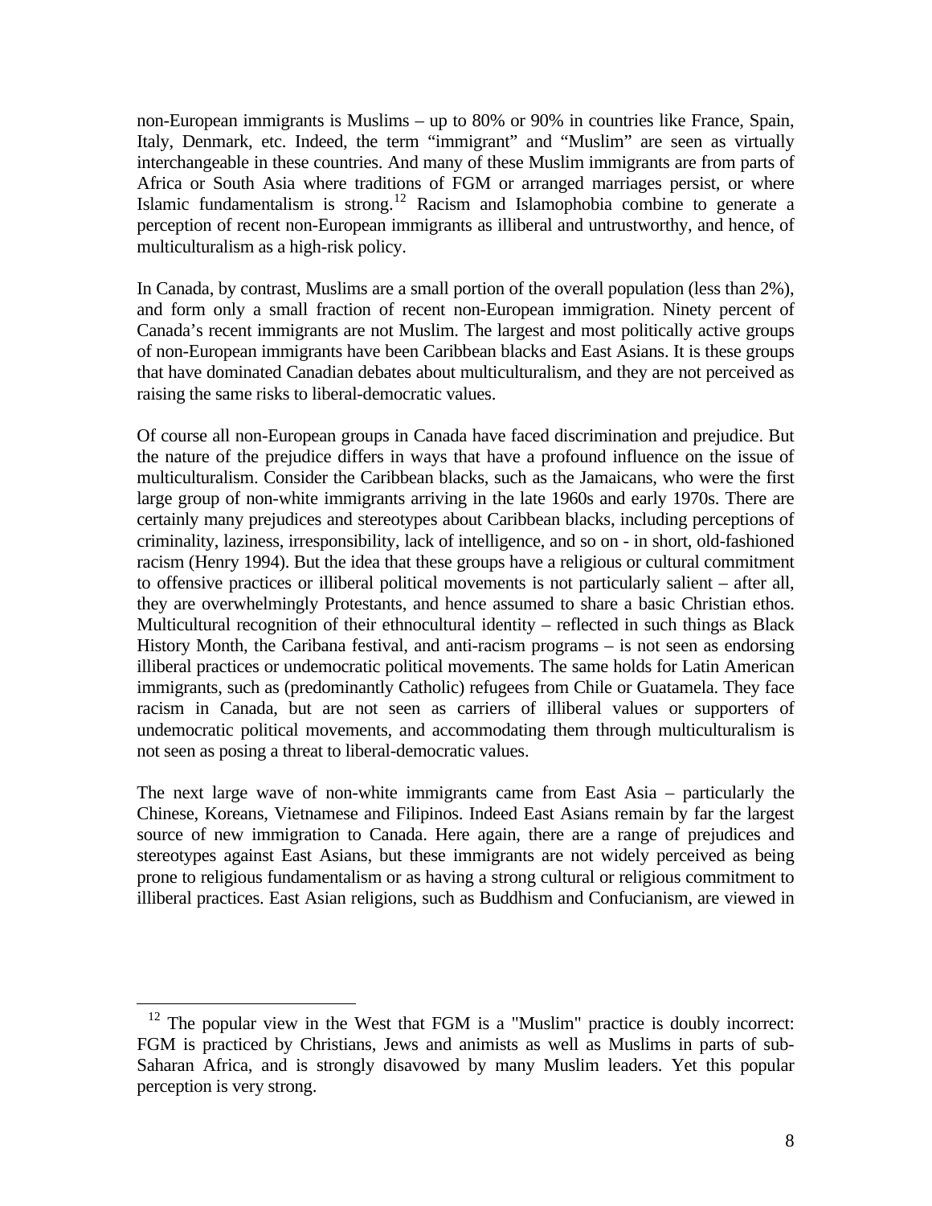non-European immigrants is Muslims – up to 80% or 90% in countries like France, Spain, Italy, Denmark, etc. Indeed, the term "immigrant" and "Muslim" are seen as virtually interchangeable in these countries. And many of these Muslim immigrants are from parts of Africa or South Asia where traditions of FGM or arranged marriages persist, or where Islamic fundamentalism is strong.[12] Racism and Islamophobia combine to generate a perception of recent non-European immigrants as illiberal and untrustworthy, and hence, of multiculturalism as a high-risk policy.

In Canada, by contrast, Muslims are a small portion of the overall population (less than 2%), and form only a small fraction of recent non-European immigration. Ninety percent of Canada's recent immigrants are not Muslim. The largest and most politically active groups of non-European immigrants have been Caribbean blacks and East Asians. It is these groups that have dominated Canadian debates about multiculturalism, and they are not perceived as raising the same risks to liberal-democratic values.

Of course all non-European groups in Canada have faced discrimination and prejudice. But the nature of the prejudice differs in ways that have a profound influence on the issue of multiculturalism. Consider the Caribbean blacks, such as the Jamaicans, who were the first large group of non-white immigrants arriving in the late 1960s and early 1970s. There are certainly many prejudices and stereotypes about Caribbean blacks, including perceptions of criminality, laziness, irresponsibility, lack of intelligence, and so on - in short, old-fashioned racism (Henry 1994). But the idea that these groups have a religious or cultural commitment to offensive practices or illiberal political movements is not particularly salient – after all, they are overwhelmingly Protestants, and hence assumed to share a basic Christian ethos. Multicultural recognition of their ethnocultural identity – reflected in such things as Black History Month, the Caribana festival, and anti-racism programs – is not seen as endorsing illiberal practices or undemocratic political movements. The same holds for Latin American immigrants, such as (predominantly Catholic) refugees from Chile or Guatamela. They face racism in Canada, but are not seen as carriers of illiberal values or supporters of undemocratic political movements, and accommodating them through multiculturalism is not seen as posing a threat to liberal-democratic values.

The next large wave of non-white immigrants came from East Asia – particularly the Chinese, Koreans, Vietnamese and Filipinos. Indeed East Asians remain by far the largest source of new immigration to Canada. Here again, there are a range of prejudices and stereotypes against East Asians, but these immigrants are not widely perceived as being prone to religious fundamentalism or as having a strong cultural or religious commitment to illiberal practices. East Asian religions, such as Buddhism and Confucianism, are viewed in

---

[12] The popular view in the West that FGM is a "Muslim" practice is doubly incorrect: FGM is practiced by Christians, Jews and animists as well as Muslims in parts of sub-Saharan Africa, and is strongly disavowed by many Muslim leaders. Yet this popular perception is very strong.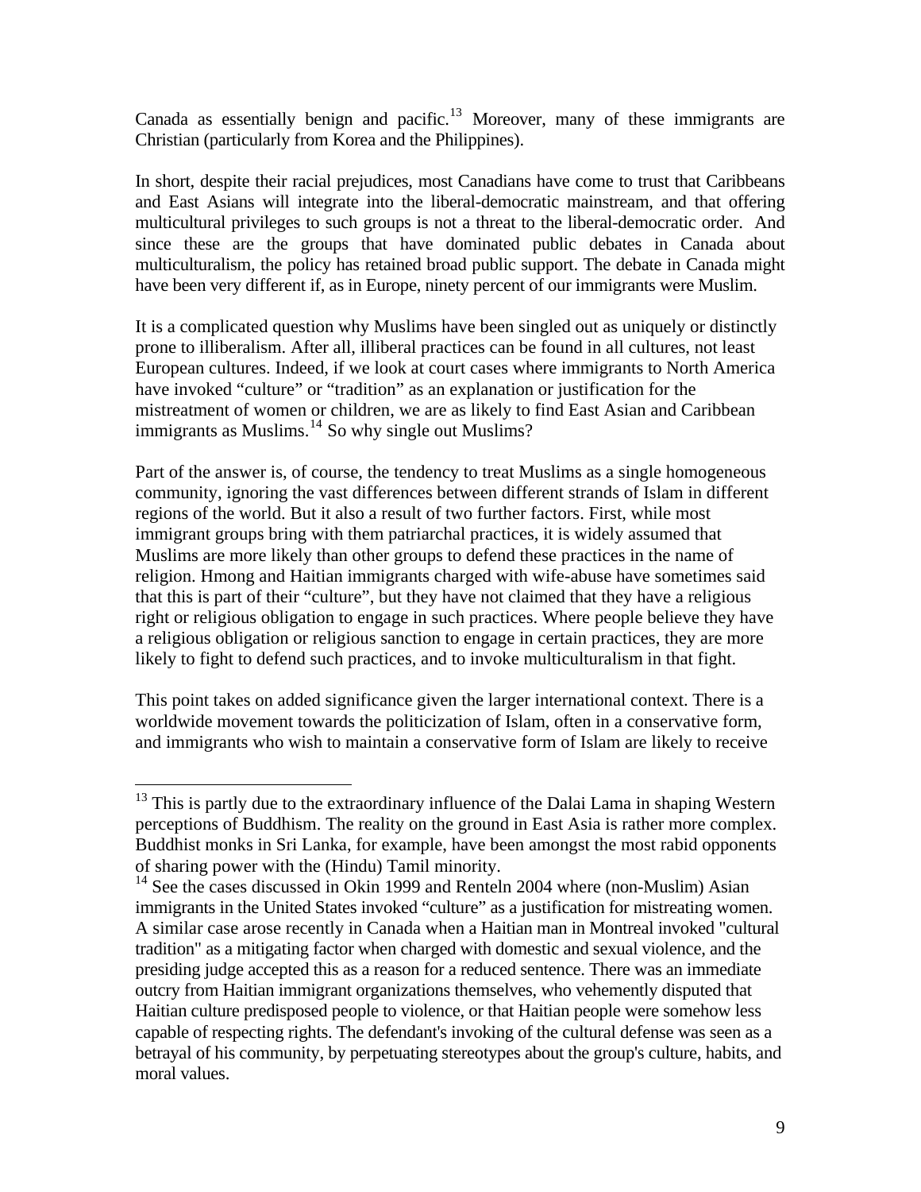Canada as essentially benign and pacific.[13] Moreover, many of these immigrants are Christian (particularly from Korea and the Philippines).

In short, despite their racial prejudices, most Canadians have come to trust that Caribbeans and East Asians will integrate into the liberal-democratic mainstream, and that offering multicultural privileges to such groups is not a threat to the liberal-democratic order. And since these are the groups that have dominated public debates in Canada about multiculturalism, the policy has retained broad public support. The debate in Canada might have been very different if, as in Europe, ninety percent of our immigrants were Muslim.

It is a complicated question why Muslims have been singled out as uniquely or distinctly prone to illiberalism. After all, illiberal practices can be found in all cultures, not least European cultures. Indeed, if we look at court cases where immigrants to North America have invoked "culture" or "tradition" as an explanation or justification for the mistreatment of women or children, we are as likely to find East Asian and Caribbean immigrants as Muslims.[14] So why single out Muslims?

Part of the answer is, of course, the tendency to treat Muslims as a single homogeneous community, ignoring the vast differences between different strands of Islam in different regions of the world. But it also a result of two further factors. First, while most immigrant groups bring with them patriarchal practices, it is widely assumed that Muslims are more likely than other groups to defend these practices in the name of religion. Hmong and Haitian immigrants charged with wife-abuse have sometimes said that this is part of their "culture", but they have not claimed that they have a religious right or religious obligation to engage in such practices. Where people believe they have a religious obligation or religious sanction to engage in certain practices, they are more likely to fight to defend such practices, and to invoke multiculturalism in that fight.

This point takes on added significance given the larger international context. There is a worldwide movement towards the politicization of Islam, often in a conservative form, and immigrants who wish to maintain a conservative form of Islam are likely to receive

---

[13] This is partly due to the extraordinary influence of the Dalai Lama in shaping Western perceptions of Buddhism. The reality on the ground in East Asia is rather more complex. Buddhist monks in Sri Lanka, for example, have been amongst the most rabid opponents of sharing power with the (Hindu) Tamil minority.

[14] See the cases discussed in Okin 1999 and Renteln 2004 where (non-Muslim) Asian immigrants in the United States invoked "culture" as a justification for mistreating women. A similar case arose recently in Canada when a Haitian man in Montreal invoked "cultural tradition" as a mitigating factor when charged with domestic and sexual violence, and the presiding judge accepted this as a reason for a reduced sentence. There was an immediate outcry from Haitian immigrant organizations themselves, who vehemently disputed that Haitian culture predisposed people to violence, or that Haitian people were somehow less capable of respecting rights. The defendant's invoking of the cultural defense was seen as a betrayal of his community, by perpetuating stereotypes about the group's culture, habits, and moral values.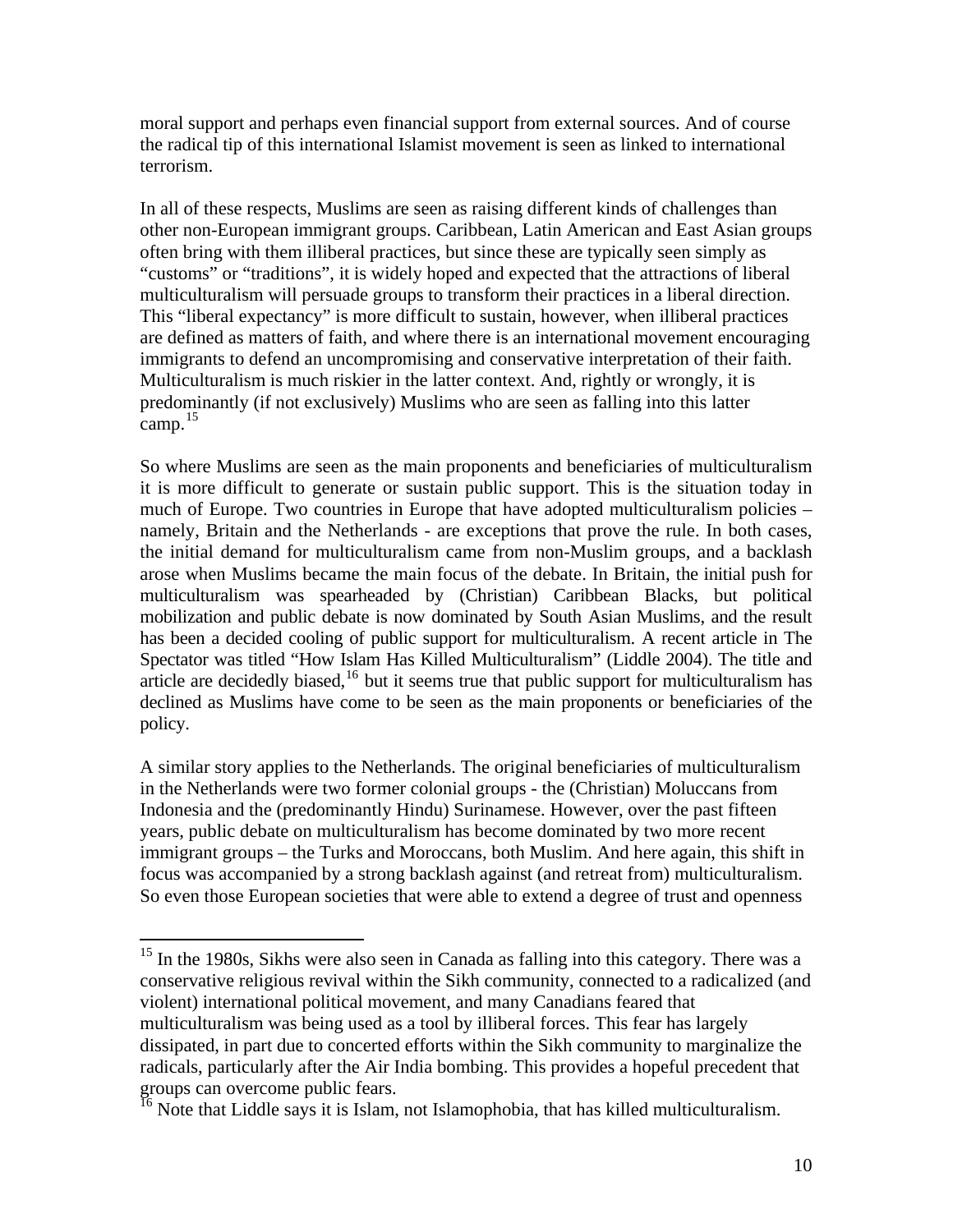moral support and perhaps even financial support from external sources. And of course the radical tip of this international Islamist movement is seen as linked to international terrorism.

In all of these respects, Muslims are seen as raising different kinds of challenges than other non-European immigrant groups. Caribbean, Latin American and East Asian groups often bring with them illiberal practices, but since these are typically seen simply as "customs" or "traditions", it is widely hoped and expected that the attractions of liberal multiculturalism will persuade groups to transform their practices in a liberal direction. This "liberal expectancy" is more difficult to sustain, however, when illiberal practices are defined as matters of faith, and where there is an international movement encouraging immigrants to defend an uncompromising and conservative interpretation of their faith. Multiculturalism is much riskier in the latter context. And, rightly or wrongly, it is predominantly (if not exclusively) Muslims who are seen as falling into this latter camp.[15]

So where Muslims are seen as the main proponents and beneficiaries of multiculturalism it is more difficult to generate or sustain public support. This is the situation today in much of Europe. Two countries in Europe that have adopted multiculturalism policies – namely, Britain and the Netherlands - are exceptions that prove the rule. In both cases, the initial demand for multiculturalism came from non-Muslim groups, and a backlash arose when Muslims became the main focus of the debate. In Britain, the initial push for multiculturalism was spearheaded by (Christian) Caribbean Blacks, but political mobilization and public debate is now dominated by South Asian Muslims, and the result has been a decided cooling of public support for multiculturalism. A recent article in The Spectator was titled "How Islam Has Killed Multiculturalism" (Liddle 2004). The title and article are decidedly biased,[16] but it seems true that public support for multiculturalism has declined as Muslims have come to be seen as the main proponents or beneficiaries of the policy.

A similar story applies to the Netherlands. The original beneficiaries of multiculturalism in the Netherlands were two former colonial groups - the (Christian) Moluccans from Indonesia and the (predominantly Hindu) Surinamese. However, over the past fifteen years, public debate on multiculturalism has become dominated by two more recent immigrant groups – the Turks and Moroccans, both Muslim. And here again, this shift in focus was accompanied by a strong backlash against (and retreat from) multiculturalism. So even those European societies that were able to extend a degree of trust and openness

---

[15] In the 1980s, Sikhs were also seen in Canada as falling into this category. There was a conservative religious revival within the Sikh community, connected to a radicalized (and violent) international political movement, and many Canadians feared that multiculturalism was being used as a tool by illiberal forces. This fear has largely dissipated, in part due to concerted efforts within the Sikh community to marginalize the radicals, particularly after the Air India bombing. This provides a hopeful precedent that groups can overcome public fears.

[16] Note that Liddle says it is Islam, not Islamophobia, that has killed multiculturalism.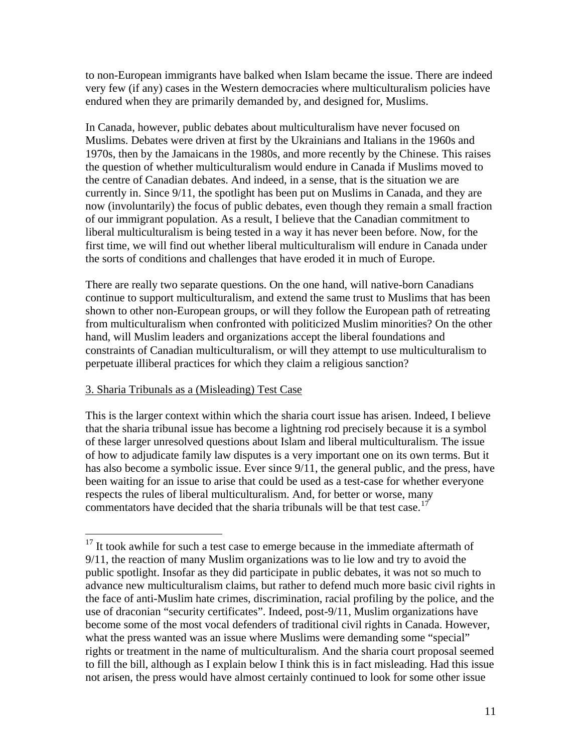to non-European immigrants have balked when Islam became the issue. There are indeed very few (if any) cases in the Western democracies where multiculturalism policies have endured when they are primarily demanded by, and designed for, Muslims.

In Canada, however, public debates about multiculturalism have never focused on Muslims. Debates were driven at first by the Ukrainians and Italians in the 1960s and 1970s, then by the Jamaicans in the 1980s, and more recently by the Chinese. This raises the question of whether multiculturalism would endure in Canada if Muslims moved to the centre of Canadian debates. And indeed, in a sense, that is the situation we are currently in. Since 9/11, the spotlight has been put on Muslims in Canada, and they are now (involuntarily) the focus of public debates, even though they remain a small fraction of our immigrant population. As a result, I believe that the Canadian commitment to liberal multiculturalism is being tested in a way it has never been before. Now, for the first time, we will find out whether liberal multiculturalism will endure in Canada under the sorts of conditions and challenges that have eroded it in much of Europe.

There are really two separate questions. On the one hand, will native-born Canadians continue to support multiculturalism, and extend the same trust to Muslims that has been shown to other non-European groups, or will they follow the European path of retreating from multiculturalism when confronted with politicized Muslim minorities? On the other hand, will Muslim leaders and organizations accept the liberal foundations and constraints of Canadian multiculturalism, or will they attempt to use multiculturalism to perpetuate illiberal practices for which they claim a religious sanction?

## 3. Sharia Tribunals as a (Misleading) Test Case

This is the larger context within which the sharia court issue has arisen. Indeed, I believe that the sharia tribunal issue has become a lightning rod precisely because it is a symbol of these larger unresolved questions about Islam and liberal multiculturalism. The issue of how to adjudicate family law disputes is a very important one on its own terms. But it has also become a symbolic issue. Ever since 9/11, the general public, and the press, have been waiting for an issue to arise that could be used as a test-case for whether everyone respects the rules of liberal multiculturalism. And, for better or worse, many commentators have decided that the sharia tribunals will be that test case.[17]

---

[17] It took awhile for such a test case to emerge because in the immediate aftermath of 9/11, the reaction of many Muslim organizations was to lie low and try to avoid the public spotlight. Insofar as they did participate in public debates, it was not so much to advance new multiculturalism claims, but rather to defend much more basic civil rights in the face of anti-Muslim hate crimes, discrimination, racial profiling by the police, and the use of draconian "security certificates". Indeed, post-9/11, Muslim organizations have become some of the most vocal defenders of traditional civil rights in Canada. However, what the press wanted was an issue where Muslims were demanding some "special" rights or treatment in the name of multiculturalism. And the sharia court proposal seemed to fill the bill, although as I explain below I think this is in fact misleading. Had this issue not arisen, the press would have almost certainly continued to look for some other issue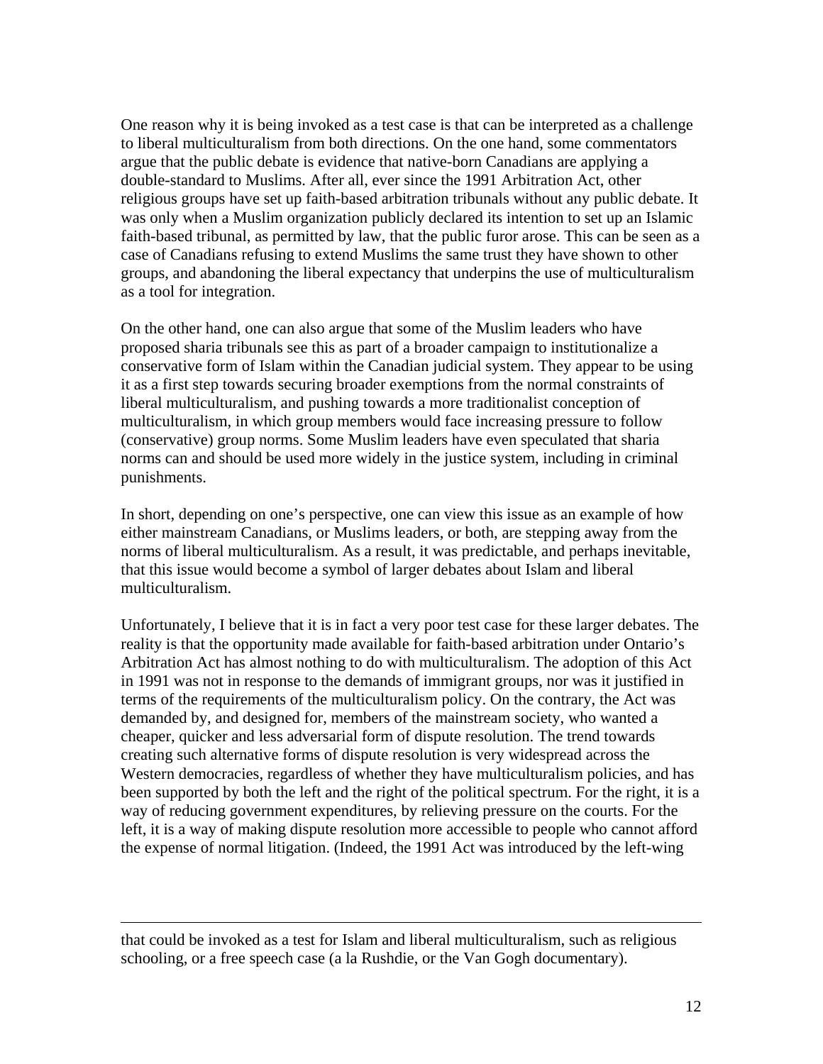One reason why it is being invoked as a test case is that can be interpreted as a challenge to liberal multiculturalism from both directions. On the one hand, some commentators argue that the public debate is evidence that native-born Canadians are applying a double-standard to Muslims. After all, ever since the 1991 Arbitration Act, other religious groups have set up faith-based arbitration tribunals without any public debate. It was only when a Muslim organization publicly declared its intention to set up an Islamic faith-based tribunal, as permitted by law, that the public furor arose. This can be seen as a case of Canadians refusing to extend Muslims the same trust they have shown to other groups, and abandoning the liberal expectancy that underpins the use of multiculturalism as a tool for integration.

On the other hand, one can also argue that some of the Muslim leaders who have proposed sharia tribunals see this as part of a broader campaign to institutionalize a conservative form of Islam within the Canadian judicial system. They appear to be using it as a first step towards securing broader exemptions from the normal constraints of liberal multiculturalism, and pushing towards a more traditionalist conception of multiculturalism, in which group members would face increasing pressure to follow (conservative) group norms. Some Muslim leaders have even speculated that sharia norms can and should be used more widely in the justice system, including in criminal punishments.

In short, depending on one's perspective, one can view this issue as an example of how either mainstream Canadians, or Muslims leaders, or both, are stepping away from the norms of liberal multiculturalism. As a result, it was predictable, and perhaps inevitable, that this issue would become a symbol of larger debates about Islam and liberal multiculturalism.

Unfortunately, I believe that it is in fact a very poor test case for these larger debates. The reality is that the opportunity made available for faith-based arbitration under Ontario's Arbitration Act has almost nothing to do with multiculturalism. The adoption of this Act in 1991 was not in response to the demands of immigrant groups, nor was it justified in terms of the requirements of the multiculturalism policy. On the contrary, the Act was demanded by, and designed for, members of the mainstream society, who wanted a cheaper, quicker and less adversarial form of dispute resolution. The trend towards creating such alternative forms of dispute resolution is very widespread across the Western democracies, regardless of whether they have multiculturalism policies, and has been supported by both the left and the right of the political spectrum. For the right, it is a way of reducing government expenditures, by relieving pressure on the courts. For the left, it is a way of making dispute resolution more accessible to people who cannot afford the expense of normal litigation. (Indeed, the 1991 Act was introduced by the left-wing

---

that could be invoked as a test for Islam and liberal multiculturalism, such as religious schooling, or a free speech case (a la Rushdie, or the Van Gogh documentary).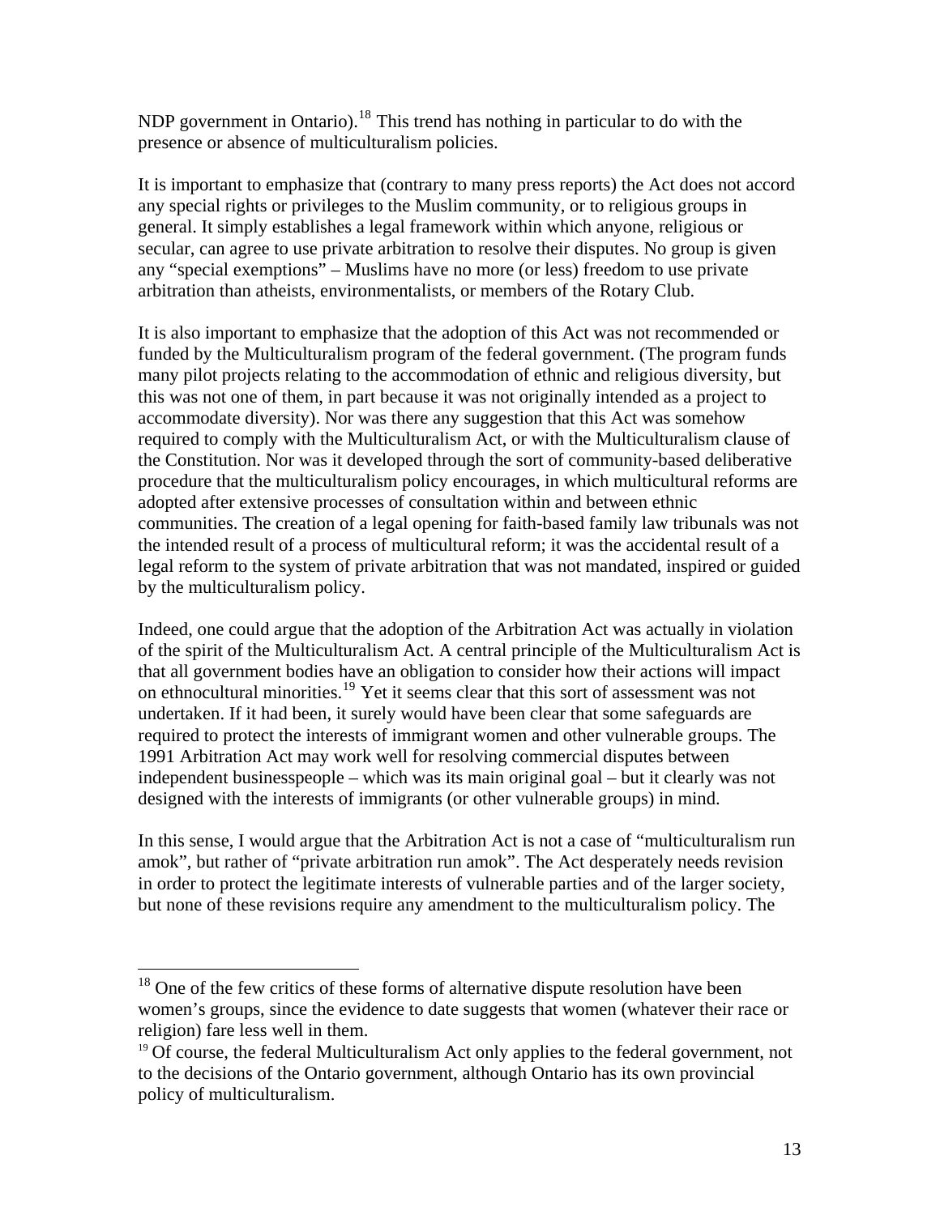NDP government in Ontario).[18] This trend has nothing in particular to do with the presence or absence of multiculturalism policies.

It is important to emphasize that (contrary to many press reports) the Act does not accord any special rights or privileges to the Muslim community, or to religious groups in general. It simply establishes a legal framework within which anyone, religious or secular, can agree to use private arbitration to resolve their disputes. No group is given any "special exemptions" – Muslims have no more (or less) freedom to use private arbitration than atheists, environmentalists, or members of the Rotary Club.

It is also important to emphasize that the adoption of this Act was not recommended or funded by the Multiculturalism program of the federal government. (The program funds many pilot projects relating to the accommodation of ethnic and religious diversity, but this was not one of them, in part because it was not originally intended as a project to accommodate diversity). Nor was there any suggestion that this Act was somehow required to comply with the Multiculturalism Act, or with the Multiculturalism clause of the Constitution. Nor was it developed through the sort of community-based deliberative procedure that the multiculturalism policy encourages, in which multicultural reforms are adopted after extensive processes of consultation within and between ethnic communities. The creation of a legal opening for faith-based family law tribunals was not the intended result of a process of multicultural reform; it was the accidental result of a legal reform to the system of private arbitration that was not mandated, inspired or guided by the multiculturalism policy.

Indeed, one could argue that the adoption of the Arbitration Act was actually in violation of the spirit of the Multiculturalism Act. A central principle of the Multiculturalism Act is that all government bodies have an obligation to consider how their actions will impact on ethnocultural minorities.[19] Yet it seems clear that this sort of assessment was not undertaken. If it had been, it surely would have been clear that some safeguards are required to protect the interests of immigrant women and other vulnerable groups. The 1991 Arbitration Act may work well for resolving commercial disputes between independent businesspeople – which was its main original goal – but it clearly was not designed with the interests of immigrants (or other vulnerable groups) in mind.

In this sense, I would argue that the Arbitration Act is not a case of "multiculturalism run amok", but rather of "private arbitration run amok". The Act desperately needs revision in order to protect the legitimate interests of vulnerable parties and of the larger society, but none of these revisions require any amendment to the multiculturalism policy. The

---

[18] One of the few critics of these forms of alternative dispute resolution have been women's groups, since the evidence to date suggests that women (whatever their race or religion) fare less well in them.

[19] Of course, the federal Multiculturalism Act only applies to the federal government, not to the decisions of the Ontario government, although Ontario has its own provincial policy of multiculturalism.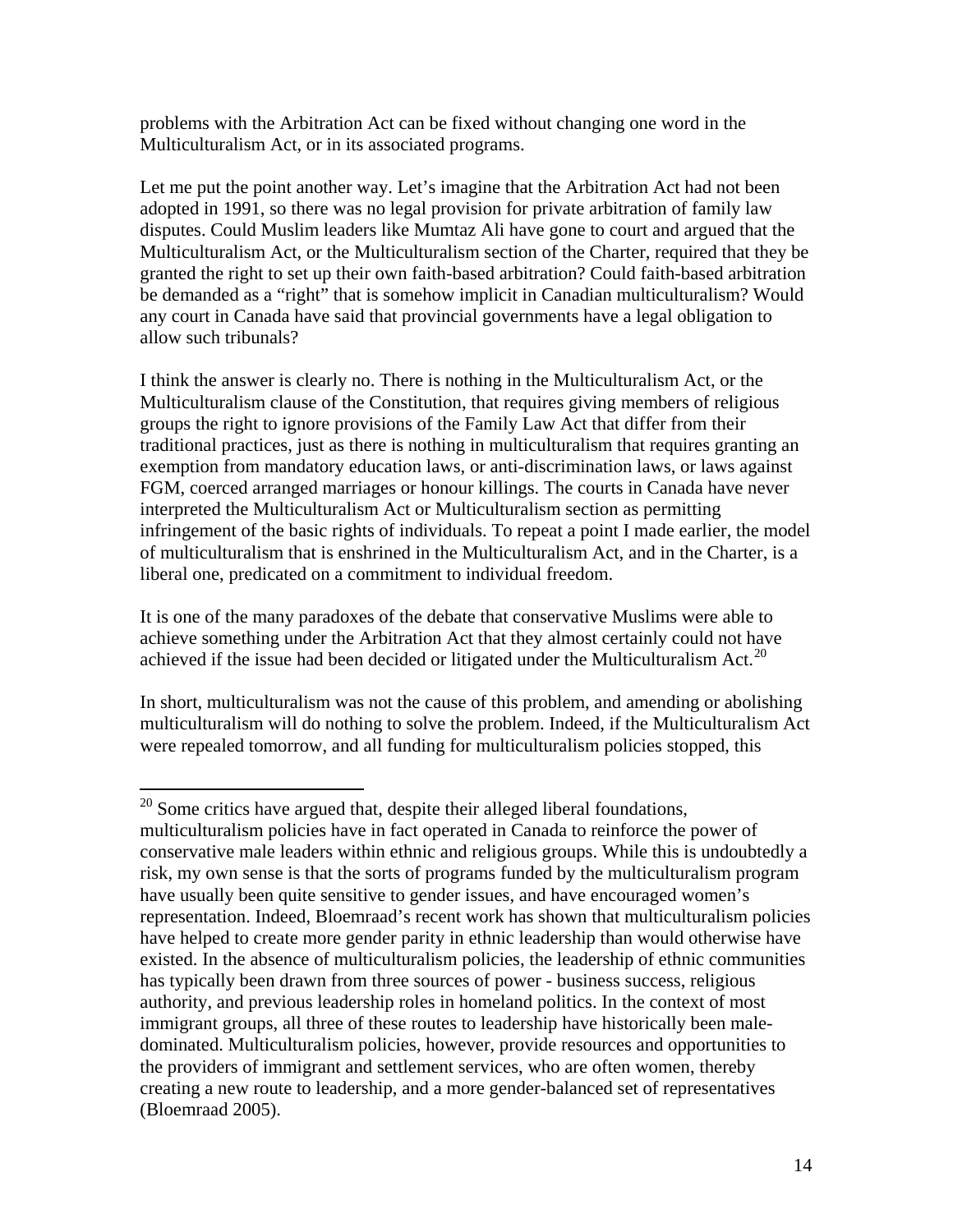problems with the Arbitration Act can be fixed without changing one word in the Multiculturalism Act, or in its associated programs.

Let me put the point another way. Let's imagine that the Arbitration Act had not been adopted in 1991, so there was no legal provision for private arbitration of family law disputes. Could Muslim leaders like Mumtaz Ali have gone to court and argued that the Multiculturalism Act, or the Multiculturalism section of the Charter, required that they be granted the right to set up their own faith-based arbitration? Could faith-based arbitration be demanded as a "right" that is somehow implicit in Canadian multiculturalism? Would any court in Canada have said that provincial governments have a legal obligation to allow such tribunals?

I think the answer is clearly no. There is nothing in the Multiculturalism Act, or the Multiculturalism clause of the Constitution, that requires giving members of religious groups the right to ignore provisions of the Family Law Act that differ from their traditional practices, just as there is nothing in multiculturalism that requires granting an exemption from mandatory education laws, or anti-discrimination laws, or laws against FGM, coerced arranged marriages or honour killings. The courts in Canada have never interpreted the Multiculturalism Act or Multiculturalism section as permitting infringement of the basic rights of individuals. To repeat a point I made earlier, the model of multiculturalism that is enshrined in the Multiculturalism Act, and in the Charter, is a liberal one, predicated on a commitment to individual freedom.

It is one of the many paradoxes of the debate that conservative Muslims were able to achieve something under the Arbitration Act that they almost certainly could not have achieved if the issue had been decided or litigated under the Multiculturalism Act.[20]

In short, multiculturalism was not the cause of this problem, and amending or abolishing multiculturalism will do nothing to solve the problem. Indeed, if the Multiculturalism Act were repealed tomorrow, and all funding for multiculturalism policies stopped, this

---

[20] Some critics have argued that, despite their alleged liberal foundations, multiculturalism policies have in fact operated in Canada to reinforce the power of conservative male leaders within ethnic and religious groups. While this is undoubtedly a risk, my own sense is that the sorts of programs funded by the multiculturalism program have usually been quite sensitive to gender issues, and have encouraged women's representation. Indeed, Bloemraad's recent work has shown that multiculturalism policies have helped to create more gender parity in ethnic leadership than would otherwise have existed. In the absence of multiculturalism policies, the leadership of ethnic communities has typically been drawn from three sources of power - business success, religious authority, and previous leadership roles in homeland politics. In the context of most immigrant groups, all three of these routes to leadership have historically been male-dominated. Multiculturalism policies, however, provide resources and opportunities to the providers of immigrant and settlement services, who are often women, thereby creating a new route to leadership, and a more gender-balanced set of representatives (Bloemraad 2005).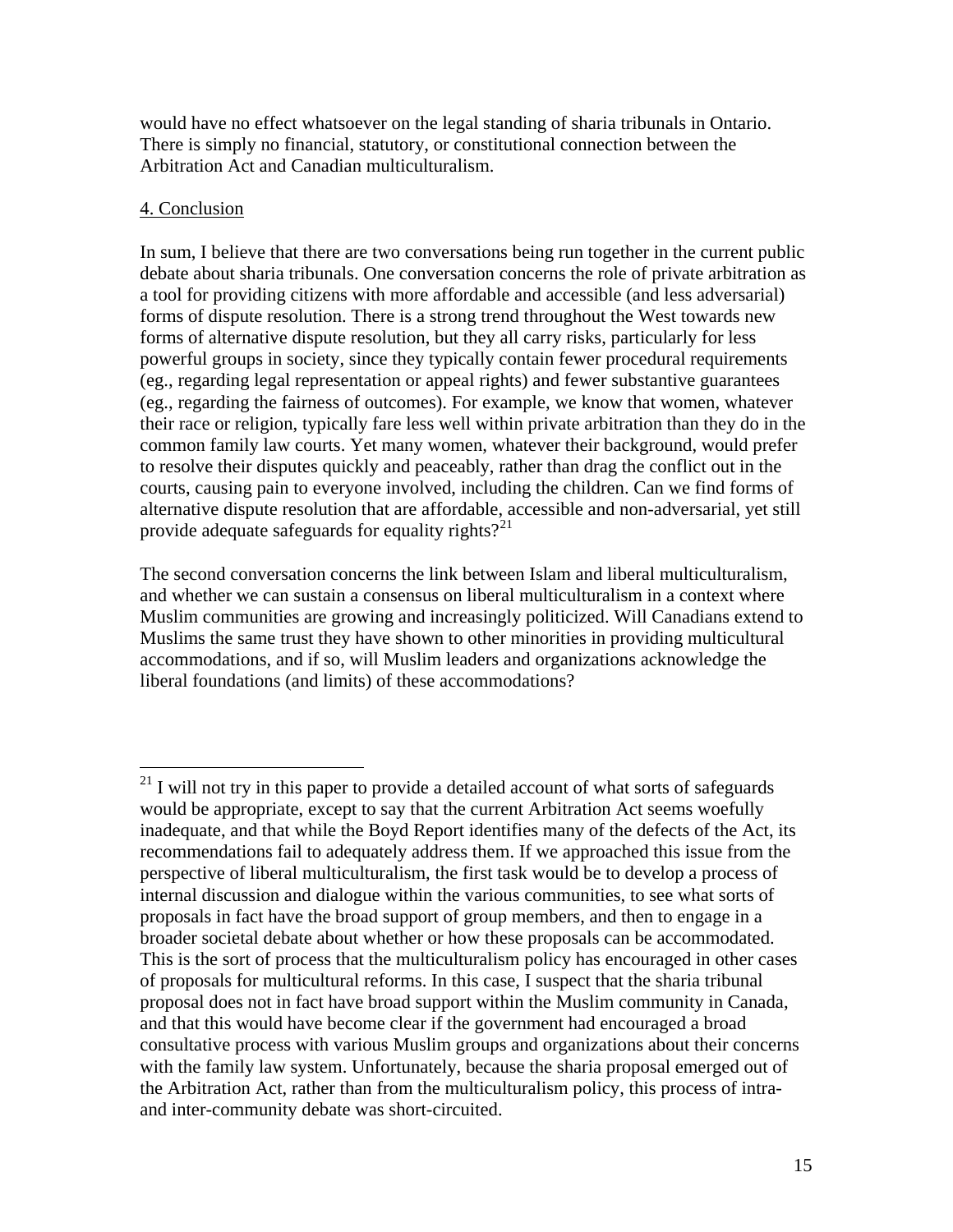would have no effect whatsoever on the legal standing of sharia tribunals in Ontario. There is simply no financial, statutory, or constitutional connection between the Arbitration Act and Canadian multiculturalism.

## 4. Conclusion

In sum, I believe that there are two conversations being run together in the current public debate about sharia tribunals. One conversation concerns the role of private arbitration as a tool for providing citizens with more affordable and accessible (and less adversarial) forms of dispute resolution. There is a strong trend throughout the West towards new forms of alternative dispute resolution, but they all carry risks, particularly for less powerful groups in society, since they typically contain fewer procedural requirements (eg., regarding legal representation or appeal rights) and fewer substantive guarantees (eg., regarding the fairness of outcomes). For example, we know that women, whatever their race or religion, typically fare less well within private arbitration than they do in the common family law courts. Yet many women, whatever their background, would prefer to resolve their disputes quickly and peaceably, rather than drag the conflict out in the courts, causing pain to everyone involved, including the children. Can we find forms of alternative dispute resolution that are affordable, accessible and non-adversarial, yet still provide adequate safeguards for equality rights?[21]

The second conversation concerns the link between Islam and liberal multiculturalism, and whether we can sustain a consensus on liberal multiculturalism in a context where Muslim communities are growing and increasingly politicized. Will Canadians extend to Muslims the same trust they have shown to other minorities in providing multicultural accommodations, and if so, will Muslim leaders and organizations acknowledge the liberal foundations (and limits) of these accommodations?

---

[21] I will not try in this paper to provide a detailed account of what sorts of safeguards would be appropriate, except to say that the current Arbitration Act seems woefully inadequate, and that while the Boyd Report identifies many of the defects of the Act, its recommendations fail to adequately address them. If we approached this issue from the perspective of liberal multiculturalism, the first task would be to develop a process of internal discussion and dialogue within the various communities, to see what sorts of proposals in fact have the broad support of group members, and then to engage in a broader societal debate about whether or how these proposals can be accommodated. This is the sort of process that the multiculturalism policy has encouraged in other cases of proposals for multicultural reforms. In this case, I suspect that the sharia tribunal proposal does not in fact have broad support within the Muslim community in Canada, and that this would have become clear if the government had encouraged a broad consultative process with various Muslim groups and organizations about their concerns with the family law system. Unfortunately, because the sharia proposal emerged out of the Arbitration Act, rather than from the multiculturalism policy, this process of intra- and inter-community debate was short-circuited.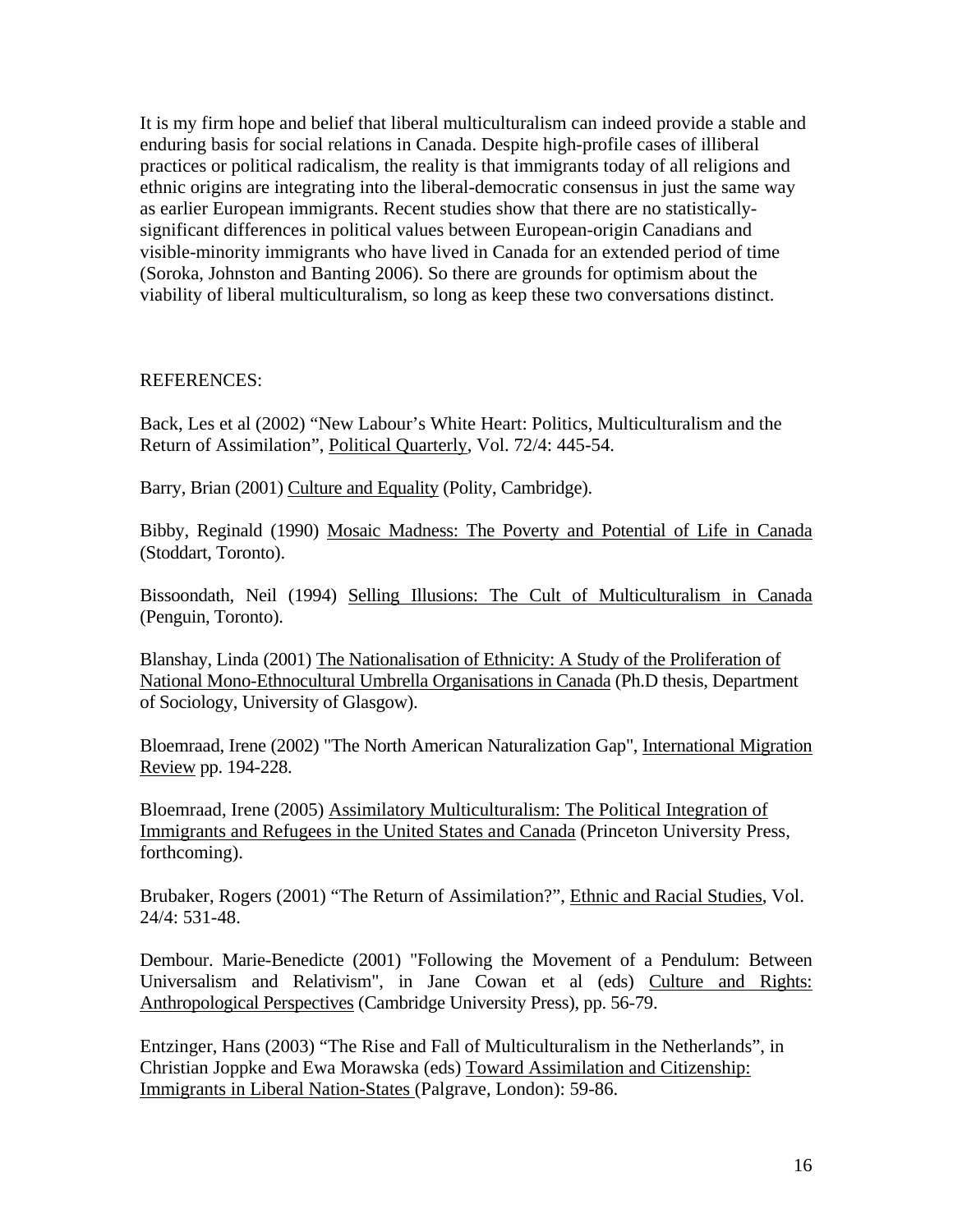It is my firm hope and belief that liberal multiculturalism can indeed provide a stable and enduring basis for social relations in Canada. Despite high-profile cases of illiberal practices or political radicalism, the reality is that immigrants today of all religions and ethnic origins are integrating into the liberal-democratic consensus in just the same way as earlier European immigrants. Recent studies show that there are no statistically-significant differences in political values between European-origin Canadians and visible-minority immigrants who have lived in Canada for an extended period of time (Soroka, Johnston and Banting 2006). So there are grounds for optimism about the viability of liberal multiculturalism, so long as keep these two conversations distinct.

REFERENCES:

Back, Les et al (2002) "New Labour's White Heart: Politics, Multiculturalism and the Return of Assimilation", Political Quarterly, Vol. 72/4: 445-54.

Barry, Brian (2001) Culture and Equality (Polity, Cambridge).

Bibby, Reginald (1990) Mosaic Madness: The Poverty and Potential of Life in Canada (Stoddart, Toronto).

Bissoondath, Neil (1994) Selling Illusions: The Cult of Multiculturalism in Canada (Penguin, Toronto).

Blanshay, Linda (2001) The Nationalisation of Ethnicity: A Study of the Proliferation of National Mono-Ethnocultural Umbrella Organisations in Canada (Ph.D thesis, Department of Sociology, University of Glasgow).

Bloemraad, Irene (2002) "The North American Naturalization Gap", International Migration Review pp. 194-228.

Bloemraad, Irene (2005) Assimilatory Multiculturalism: The Political Integration of Immigrants and Refugees in the United States and Canada (Princeton University Press, forthcoming).

Brubaker, Rogers (2001) "The Return of Assimilation?", Ethnic and Racial Studies, Vol. 24/4: 531-48.

Dembour. Marie-Benedicte (2001) "Following the Movement of a Pendulum: Between Universalism and Relativism", in Jane Cowan et al (eds) Culture and Rights: Anthropological Perspectives (Cambridge University Press), pp. 56-79.

Entzinger, Hans (2003) "The Rise and Fall of Multiculturalism in the Netherlands", in Christian Joppke and Ewa Morawska (eds) Toward Assimilation and Citizenship: Immigrants in Liberal Nation-States (Palgrave, London): 59-86.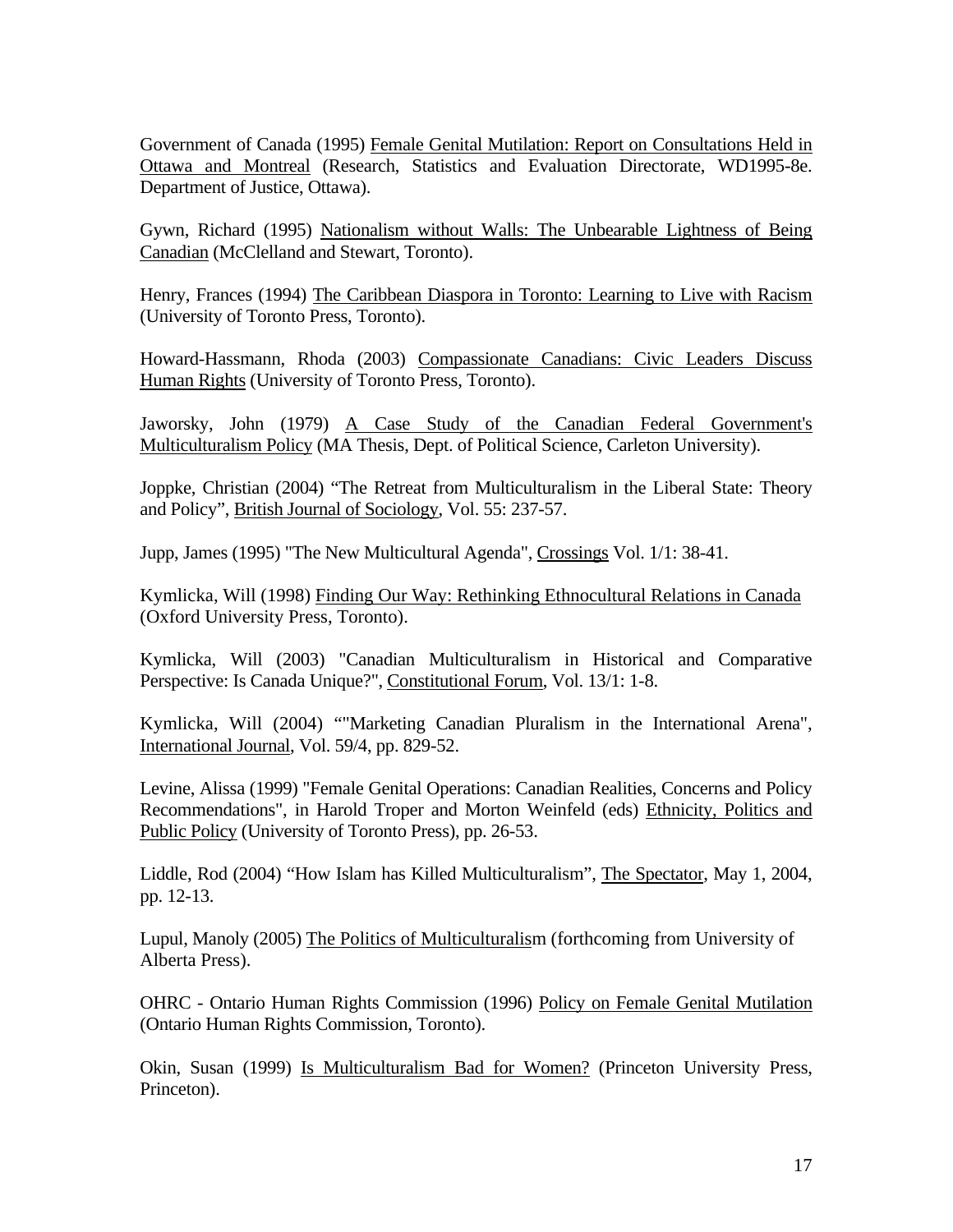Government of Canada (1995) Female Genital Mutilation: Report on Consultations Held in Ottawa and Montreal (Research, Statistics and Evaluation Directorate, WD1995-8e. Department of Justice, Ottawa).

Gywn, Richard (1995) Nationalism without Walls: The Unbearable Lightness of Being Canadian (McClelland and Stewart, Toronto).

Henry, Frances (1994) The Caribbean Diaspora in Toronto: Learning to Live with Racism (University of Toronto Press, Toronto).

Howard-Hassmann, Rhoda (2003) Compassionate Canadians: Civic Leaders Discuss Human Rights (University of Toronto Press, Toronto).

Jaworsky, John (1979) A Case Study of the Canadian Federal Government's Multiculturalism Policy (MA Thesis, Dept. of Political Science, Carleton University).

Joppke, Christian (2004) "The Retreat from Multiculturalism in the Liberal State: Theory and Policy", British Journal of Sociology, Vol. 55: 237-57.

Jupp, James (1995) "The New Multicultural Agenda", Crossings Vol. 1/1: 38-41.

Kymlicka, Will (1998) Finding Our Way: Rethinking Ethnocultural Relations in Canada (Oxford University Press, Toronto).

Kymlicka, Will (2003) "Canadian Multiculturalism in Historical and Comparative Perspective: Is Canada Unique?", Constitutional Forum, Vol. 13/1: 1-8.

Kymlicka, Will (2004) ""Marketing Canadian Pluralism in the International Arena", International Journal, Vol. 59/4, pp. 829-52.

Levine, Alissa (1999) "Female Genital Operations: Canadian Realities, Concerns and Policy Recommendations", in Harold Troper and Morton Weinfeld (eds) Ethnicity, Politics and Public Policy (University of Toronto Press), pp. 26-53.

Liddle, Rod (2004) "How Islam has Killed Multiculturalism", The Spectator, May 1, 2004, pp. 12-13.

Lupul, Manoly (2005) The Politics of Multiculturalism (forthcoming from University of Alberta Press).

OHRC - Ontario Human Rights Commission (1996) Policy on Female Genital Mutilation (Ontario Human Rights Commission, Toronto).

Okin, Susan (1999) Is Multiculturalism Bad for Women? (Princeton University Press, Princeton).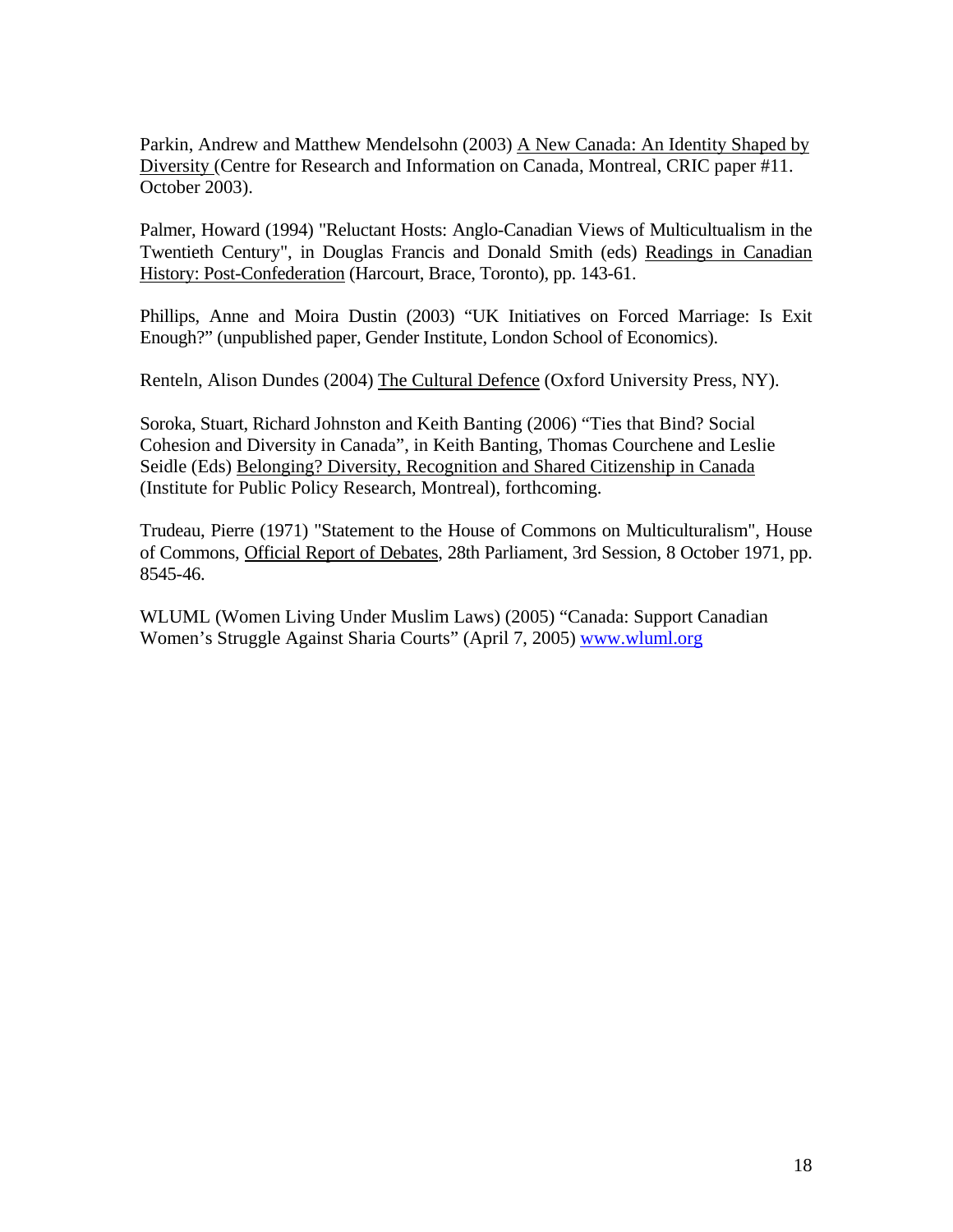Parkin, Andrew and Matthew Mendelsohn (2003) A New Canada: An Identity Shaped by Diversity (Centre for Research and Information on Canada, Montreal, CRIC paper #11. October 2003).

Palmer, Howard (1994) "Reluctant Hosts: Anglo-Canadian Views of Multicultualism in the Twentieth Century", in Douglas Francis and Donald Smith (eds) Readings in Canadian History: Post-Confederation (Harcourt, Brace, Toronto), pp. 143-61.

Phillips, Anne and Moira Dustin (2003) "UK Initiatives on Forced Marriage: Is Exit Enough?" (unpublished paper, Gender Institute, London School of Economics).

Renteln, Alison Dundes (2004) The Cultural Defence (Oxford University Press, NY).

Soroka, Stuart, Richard Johnston and Keith Banting (2006) "Ties that Bind? Social Cohesion and Diversity in Canada", in Keith Banting, Thomas Courchene and Leslie Seidle (Eds) Belonging? Diversity, Recognition and Shared Citizenship in Canada (Institute for Public Policy Research, Montreal), forthcoming.

Trudeau, Pierre (1971) "Statement to the House of Commons on Multiculturalism", House of Commons, Official Report of Debates, 28th Parliament, 3rd Session, 8 October 1971, pp. 8545-46.

WLUML (Women Living Under Muslim Laws) (2005) "Canada: Support Canadian Women's Struggle Against Sharia Courts" (April 7, 2005) www.wluml.org